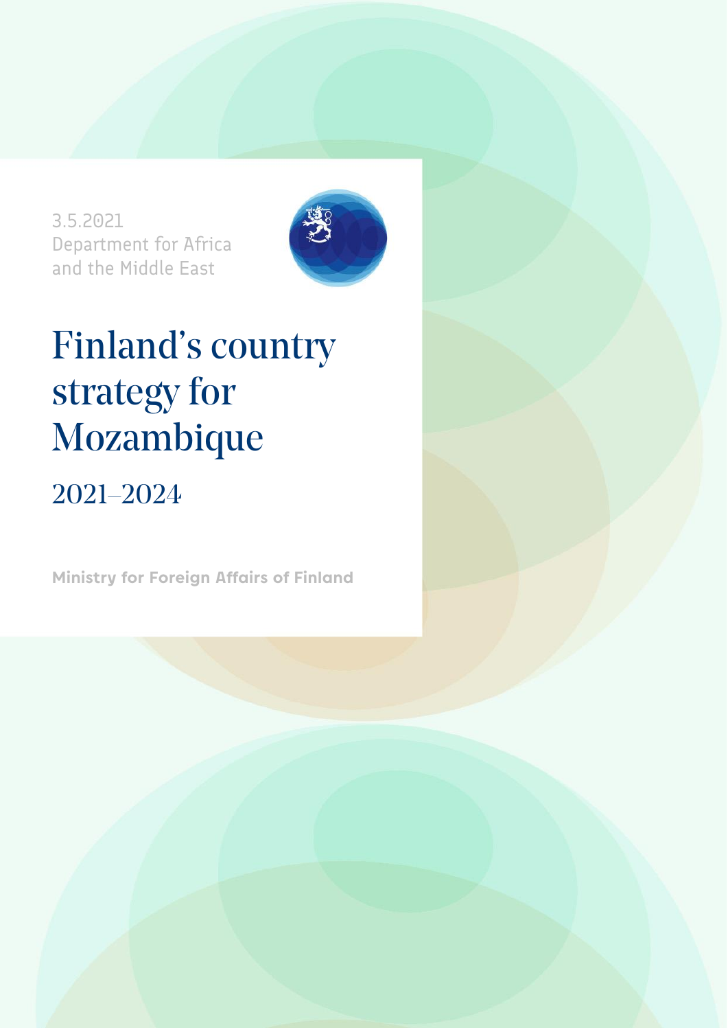3.5.2021
Department for Africa
and the Middle East

# Finland's country strategy for Mozambique

## 2021–2024

**Ministry for Foreign Affairs of Finland**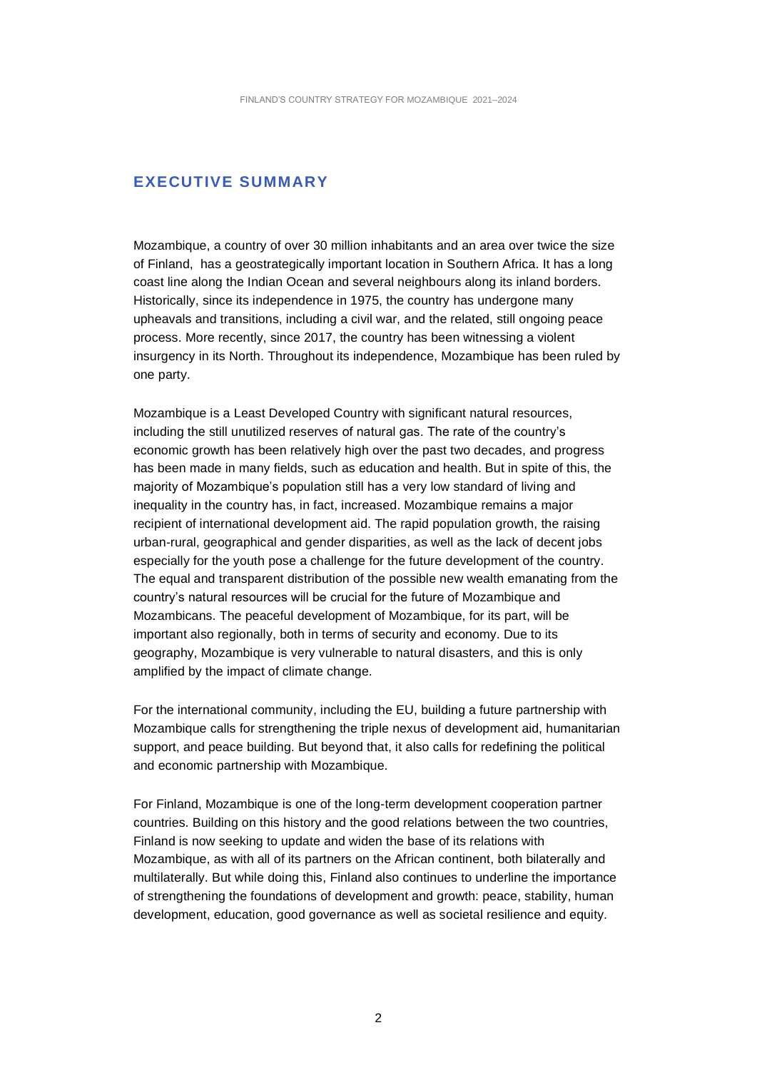## EXECUTIVE SUMMARY

Mozambique, a country of over 30 million inhabitants and an area over twice the size of Finland, has a geostrategically important location in Southern Africa. It has a long coast line along the Indian Ocean and several neighbours along its inland borders. Historically, since its independence in 1975, the country has undergone many upheavals and transitions, including a civil war, and the related, still ongoing peace process. More recently, since 2017, the country has been witnessing a violent insurgency in its North. Throughout its independence, Mozambique has been ruled by one party.

Mozambique is a Least Developed Country with significant natural resources, including the still unutilized reserves of natural gas. The rate of the country's economic growth has been relatively high over the past two decades, and progress has been made in many fields, such as education and health. But in spite of this, the majority of Mozambique's population still has a very low standard of living and inequality in the country has, in fact, increased. Mozambique remains a major recipient of international development aid. The rapid population growth, the raising urban-rural, geographical and gender disparities, as well as the lack of decent jobs especially for the youth pose a challenge for the future development of the country. The equal and transparent distribution of the possible new wealth emanating from the country's natural resources will be crucial for the future of Mozambique and Mozambicans. The peaceful development of Mozambique, for its part, will be important also regionally, both in terms of security and economy. Due to its geography, Mozambique is very vulnerable to natural disasters, and this is only amplified by the impact of climate change.

For the international community, including the EU, building a future partnership with Mozambique calls for strengthening the triple nexus of development aid, humanitarian support, and peace building. But beyond that, it also calls for redefining the political and economic partnership with Mozambique.

For Finland, Mozambique is one of the long-term development cooperation partner countries. Building on this history and the good relations between the two countries, Finland is now seeking to update and widen the base of its relations with Mozambique, as with all of its partners on the African continent, both bilaterally and multilaterally. But while doing this, Finland also continues to underline the importance of strengthening the foundations of development and growth: peace, stability, human development, education, good governance as well as societal resilience and equity.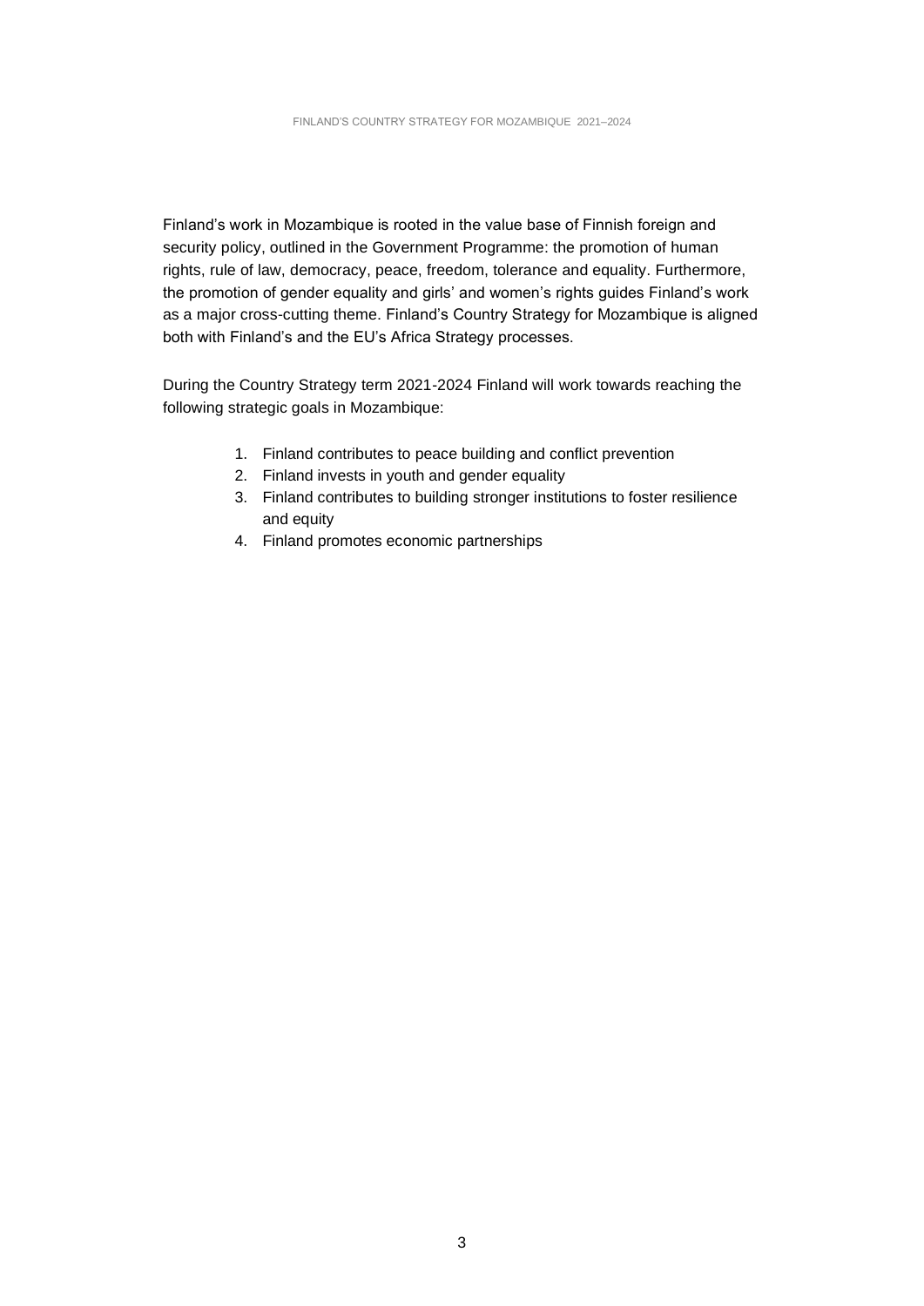Finland's work in Mozambique is rooted in the value base of Finnish foreign and security policy, outlined in the Government Programme: the promotion of human rights, rule of law, democracy, peace, freedom, tolerance and equality. Furthermore, the promotion of gender equality and girls' and women's rights guides Finland's work as a major cross-cutting theme. Finland's Country Strategy for Mozambique is aligned both with Finland's and the EU's Africa Strategy processes.

During the Country Strategy term 2021-2024 Finland will work towards reaching the following strategic goals in Mozambique:

1. Finland contributes to peace building and conflict prevention
2. Finland invests in youth and gender equality
3. Finland contributes to building stronger institutions to foster resilience and equity
4. Finland promotes economic partnerships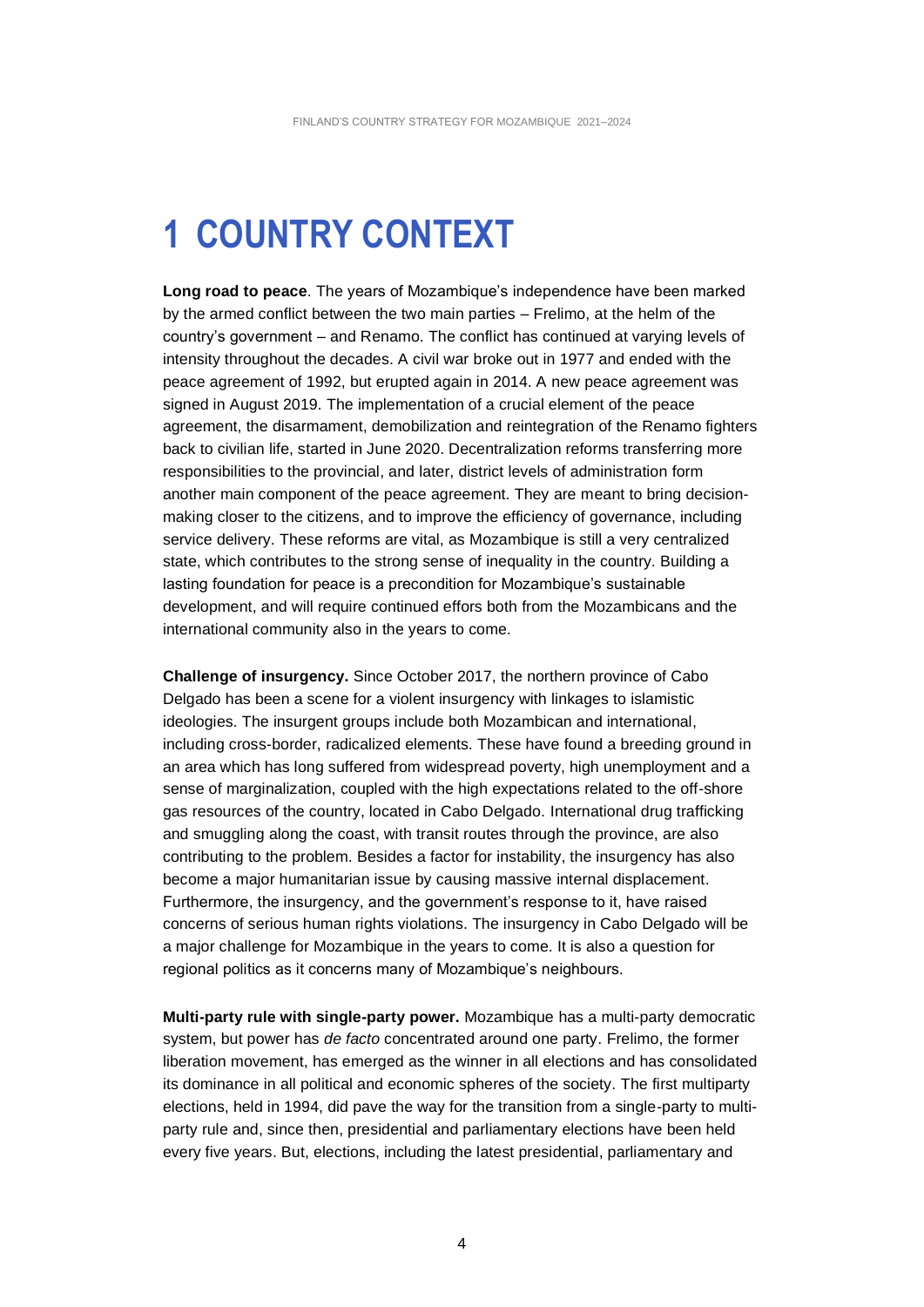# 1 COUNTRY CONTEXT

**Long road to peace**. The years of Mozambique's independence have been marked by the armed conflict between the two main parties – Frelimo, at the helm of the country's government – and Renamo. The conflict has continued at varying levels of intensity throughout the decades. A civil war broke out in 1977 and ended with the peace agreement of 1992, but erupted again in 2014. A new peace agreement was signed in August 2019. The implementation of a crucial element of the peace agreement, the disarmament, demobilization and reintegration of the Renamo fighters back to civilian life, started in June 2020. Decentralization reforms transferring more responsibilities to the provincial, and later, district levels of administration form another main component of the peace agreement. They are meant to bring decision-making closer to the citizens, and to improve the efficiency of governance, including service delivery. These reforms are vital, as Mozambique is still a very centralized state, which contributes to the strong sense of inequality in the country. Building a lasting foundation for peace is a precondition for Mozambique's sustainable development, and will require continued effors both from the Mozambicans and the international community also in the years to come.

**Challenge of insurgency.** Since October 2017, the northern province of Cabo Delgado has been a scene for a violent insurgency with linkages to islamistic ideologies. The insurgent groups include both Mozambican and international, including cross-border, radicalized elements. These have found a breeding ground in an area which has long suffered from widespread poverty, high unemployment and a sense of marginalization, coupled with the high expectations related to the off-shore gas resources of the country, located in Cabo Delgado. International drug trafficking and smuggling along the coast, with transit routes through the province, are also contributing to the problem. Besides a factor for instability, the insurgency has also become a major humanitarian issue by causing massive internal displacement. Furthermore, the insurgency, and the government's response to it, have raised concerns of serious human rights violations. The insurgency in Cabo Delgado will be a major challenge for Mozambique in the years to come. It is also a question for regional politics as it concerns many of Mozambique's neighbours.

**Multi-party rule with single-party power.** Mozambique has a multi-party democratic system, but power has *de facto* concentrated around one party. Frelimo, the former liberation movement, has emerged as the winner in all elections and has consolidated its dominance in all political and economic spheres of the society. The first multiparty elections, held in 1994, did pave the way for the transition from a single-party to multi-party rule and, since then, presidential and parliamentary elections have been held every five years. But, elections, including the latest presidential, parliamentary and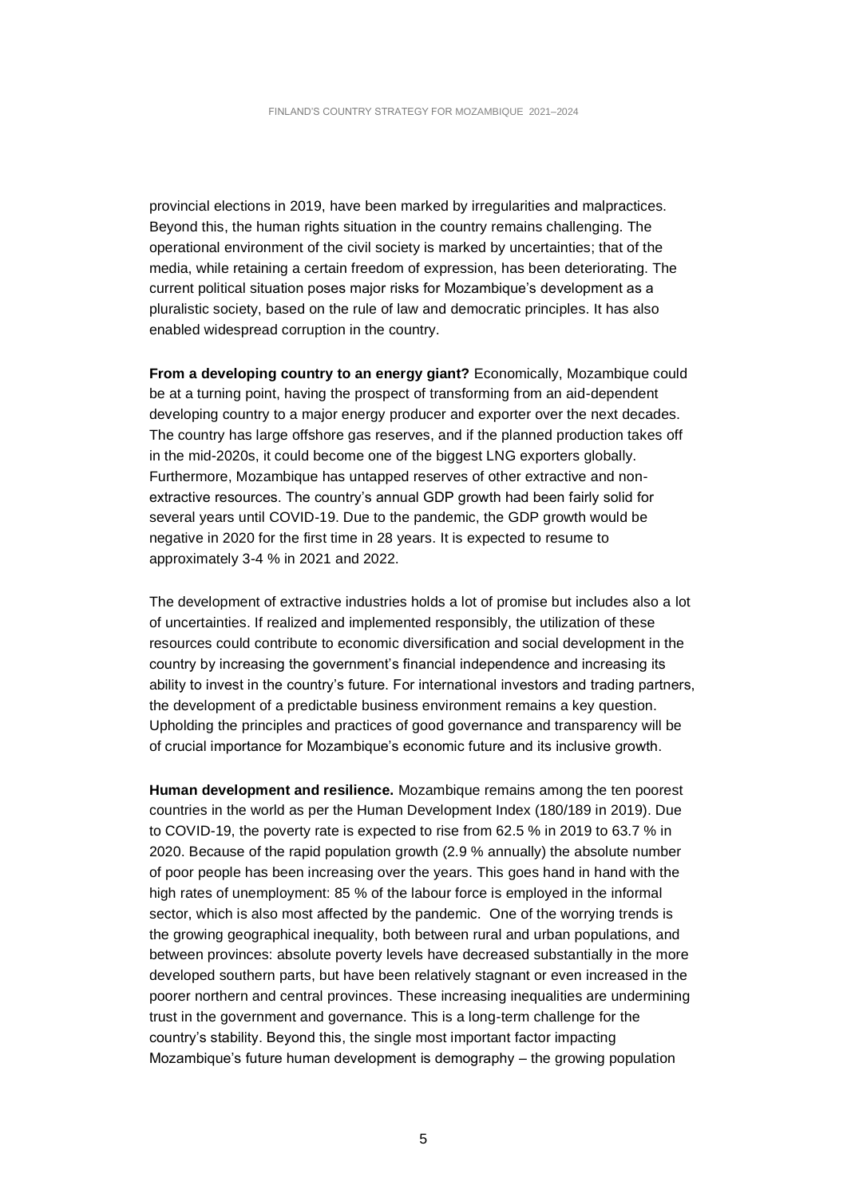provincial elections in 2019, have been marked by irregularities and malpractices. Beyond this, the human rights situation in the country remains challenging. The operational environment of the civil society is marked by uncertainties; that of the media, while retaining a certain freedom of expression, has been deteriorating. The current political situation poses major risks for Mozambique's development as a pluralistic society, based on the rule of law and democratic principles. It has also enabled widespread corruption in the country.

**From a developing country to an energy giant?** Economically, Mozambique could be at a turning point, having the prospect of transforming from an aid-dependent developing country to a major energy producer and exporter over the next decades. The country has large offshore gas reserves, and if the planned production takes off in the mid-2020s, it could become one of the biggest LNG exporters globally. Furthermore, Mozambique has untapped reserves of other extractive and non-extractive resources. The country's annual GDP growth had been fairly solid for several years until COVID-19. Due to the pandemic, the GDP growth would be negative in 2020 for the first time in 28 years. It is expected to resume to approximately 3-4 % in 2021 and 2022.

The development of extractive industries holds a lot of promise but includes also a lot of uncertainties. If realized and implemented responsibly, the utilization of these resources could contribute to economic diversification and social development in the country by increasing the government's financial independence and increasing its ability to invest in the country's future. For international investors and trading partners, the development of a predictable business environment remains a key question. Upholding the principles and practices of good governance and transparency will be of crucial importance for Mozambique's economic future and its inclusive growth.

**Human development and resilience.** Mozambique remains among the ten poorest countries in the world as per the Human Development Index (180/189 in 2019). Due to COVID-19, the poverty rate is expected to rise from 62.5 % in 2019 to 63.7 % in 2020. Because of the rapid population growth (2.9 % annually) the absolute number of poor people has been increasing over the years. This goes hand in hand with the high rates of unemployment: 85 % of the labour force is employed in the informal sector, which is also most affected by the pandemic. One of the worrying trends is the growing geographical inequality, both between rural and urban populations, and between provinces: absolute poverty levels have decreased substantially in the more developed southern parts, but have been relatively stagnant or even increased in the poorer northern and central provinces. These increasing inequalities are undermining trust in the government and governance. This is a long-term challenge for the country's stability. Beyond this, the single most important factor impacting Mozambique's future human development is demography – the growing population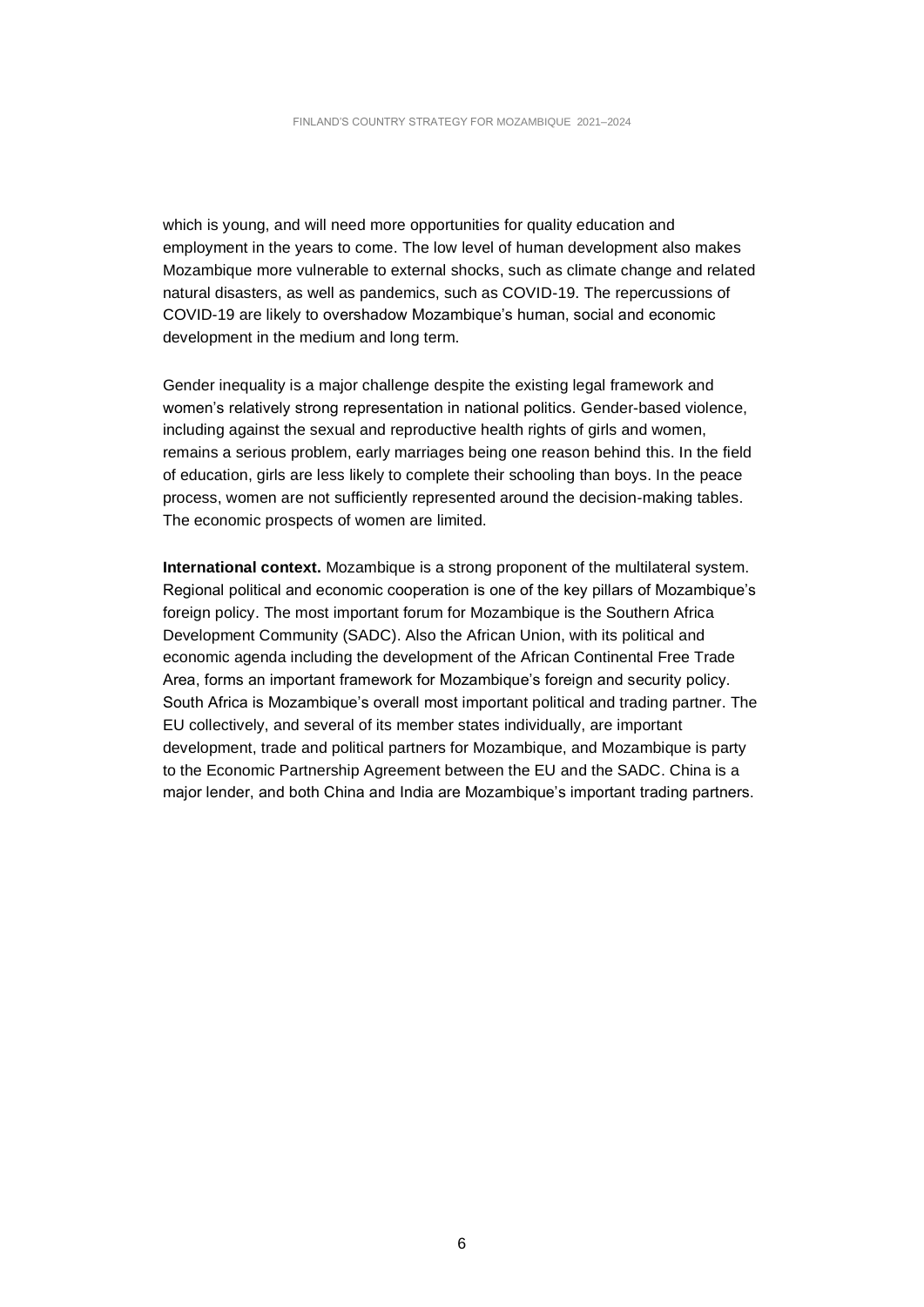which is young, and will need more opportunities for quality education and employment in the years to come. The low level of human development also makes Mozambique more vulnerable to external shocks, such as climate change and related natural disasters, as well as pandemics, such as COVID-19. The repercussions of COVID-19 are likely to overshadow Mozambique's human, social and economic development in the medium and long term.

Gender inequality is a major challenge despite the existing legal framework and women's relatively strong representation in national politics. Gender-based violence, including against the sexual and reproductive health rights of girls and women, remains a serious problem, early marriages being one reason behind this. In the field of education, girls are less likely to complete their schooling than boys. In the peace process, women are not sufficiently represented around the decision-making tables. The economic prospects of women are limited.

**International context.** Mozambique is a strong proponent of the multilateral system. Regional political and economic cooperation is one of the key pillars of Mozambique's foreign policy. The most important forum for Mozambique is the Southern Africa Development Community (SADC). Also the African Union, with its political and economic agenda including the development of the African Continental Free Trade Area, forms an important framework for Mozambique's foreign and security policy. South Africa is Mozambique's overall most important political and trading partner. The EU collectively, and several of its member states individually, are important development, trade and political partners for Mozambique, and Mozambique is party to the Economic Partnership Agreement between the EU and the SADC. China is a major lender, and both China and India are Mozambique's important trading partners.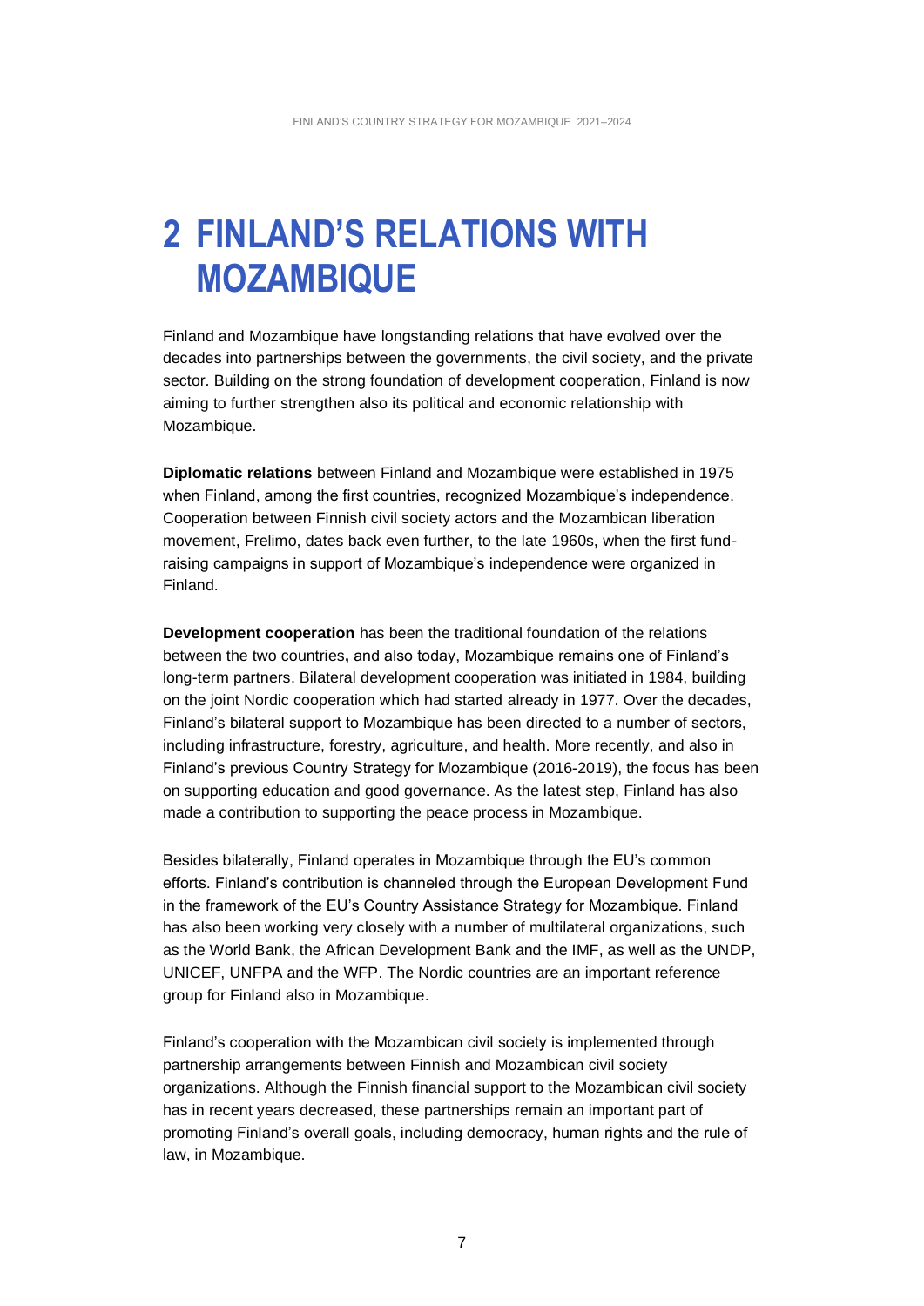# 2 FINLAND'S RELATIONS WITH MOZAMBIQUE

Finland and Mozambique have longstanding relations that have evolved over the decades into partnerships between the governments, the civil society, and the private sector. Building on the strong foundation of development cooperation, Finland is now aiming to further strengthen also its political and economic relationship with Mozambique.

**Diplomatic relations** between Finland and Mozambique were established in 1975 when Finland, among the first countries, recognized Mozambique's independence. Cooperation between Finnish civil society actors and the Mozambican liberation movement, Frelimo, dates back even further, to the late 1960s, when the first fund-raising campaigns in support of Mozambique's independence were organized in Finland.

**Development cooperation** has been the traditional foundation of the relations between the two countries**,** and also today, Mozambique remains one of Finland's long-term partners. Bilateral development cooperation was initiated in 1984, building on the joint Nordic cooperation which had started already in 1977. Over the decades, Finland's bilateral support to Mozambique has been directed to a number of sectors, including infrastructure, forestry, agriculture, and health. More recently, and also in Finland's previous Country Strategy for Mozambique (2016-2019), the focus has been on supporting education and good governance. As the latest step, Finland has also made a contribution to supporting the peace process in Mozambique.

Besides bilaterally, Finland operates in Mozambique through the EU's common efforts. Finland's contribution is channeled through the European Development Fund in the framework of the EU's Country Assistance Strategy for Mozambique. Finland has also been working very closely with a number of multilateral organizations, such as the World Bank, the African Development Bank and the IMF, as well as the UNDP, UNICEF, UNFPA and the WFP. The Nordic countries are an important reference group for Finland also in Mozambique.

Finland's cooperation with the Mozambican civil society is implemented through partnership arrangements between Finnish and Mozambican civil society organizations. Although the Finnish financial support to the Mozambican civil society has in recent years decreased, these partnerships remain an important part of promoting Finland's overall goals, including democracy, human rights and the rule of law, in Mozambique.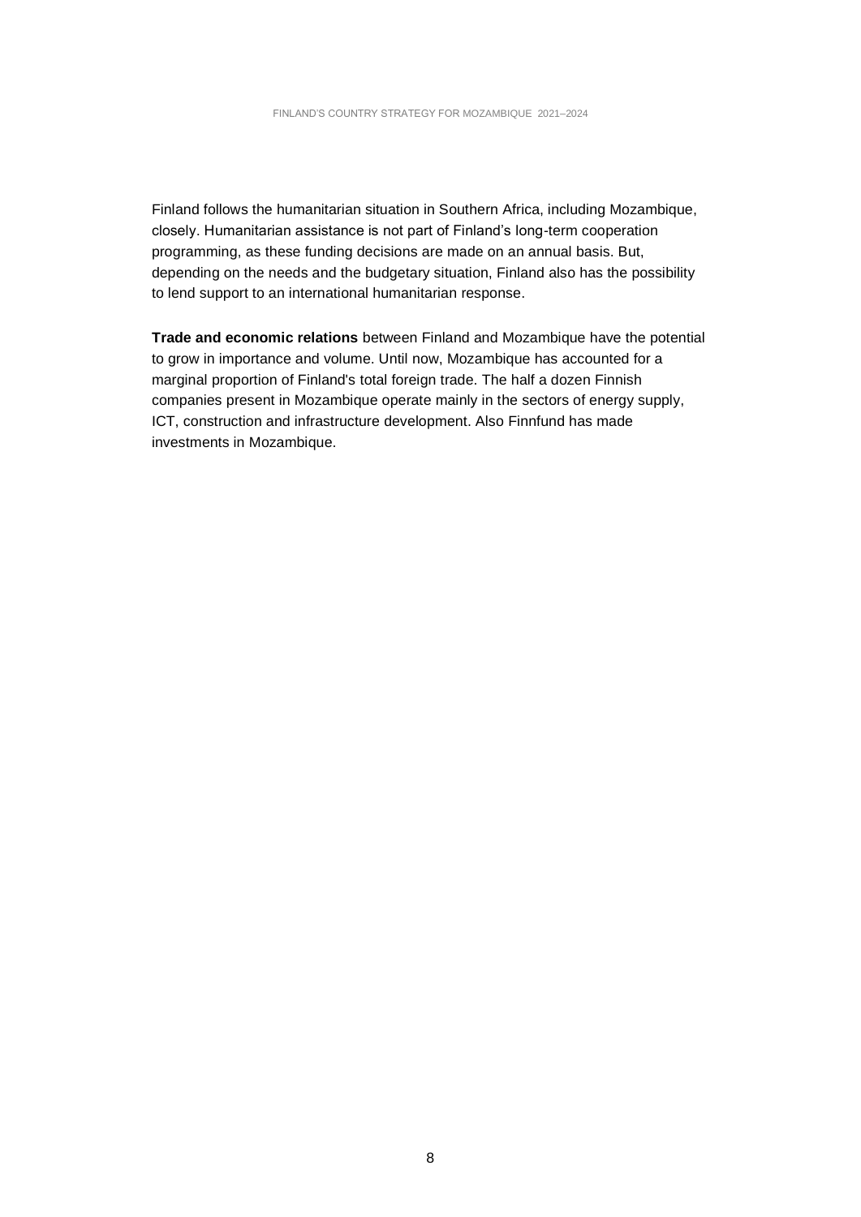Finland follows the humanitarian situation in Southern Africa, including Mozambique, closely. Humanitarian assistance is not part of Finland's long-term cooperation programming, as these funding decisions are made on an annual basis. But, depending on the needs and the budgetary situation, Finland also has the possibility to lend support to an international humanitarian response.

**Trade and economic relations** between Finland and Mozambique have the potential to grow in importance and volume. Until now, Mozambique has accounted for a marginal proportion of Finland's total foreign trade. The half a dozen Finnish companies present in Mozambique operate mainly in the sectors of energy supply, ICT, construction and infrastructure development. Also Finnfund has made investments in Mozambique.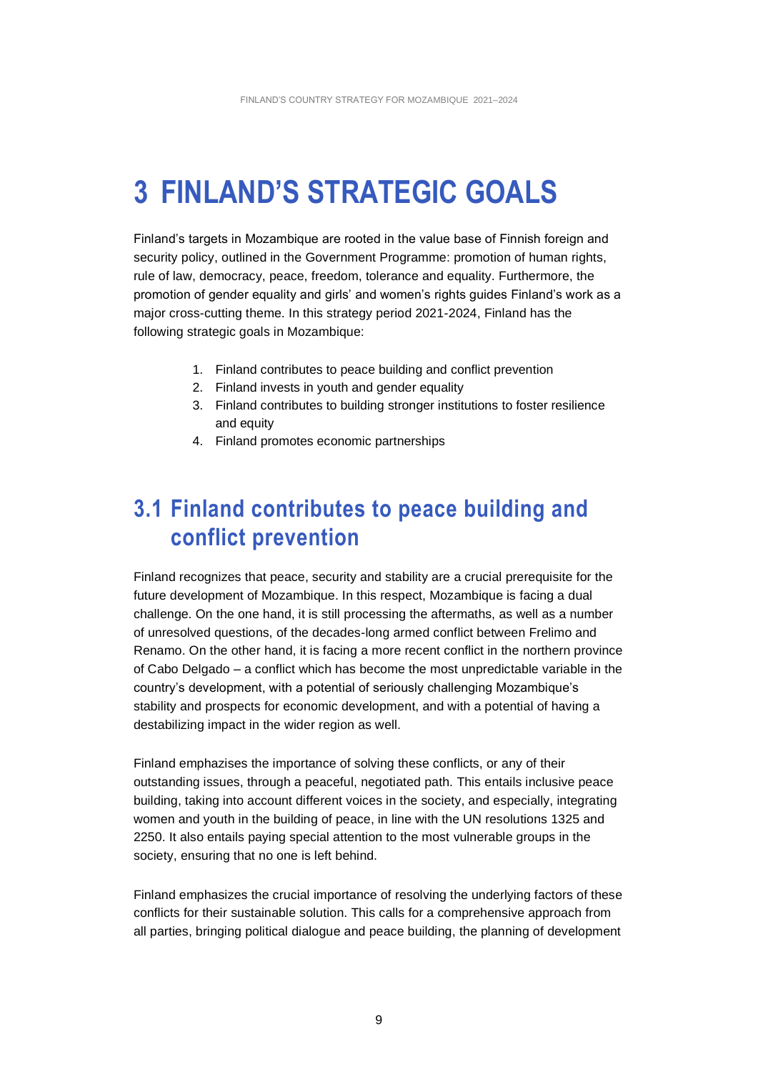# 3 FINLAND'S STRATEGIC GOALS

Finland's targets in Mozambique are rooted in the value base of Finnish foreign and security policy, outlined in the Government Programme: promotion of human rights, rule of law, democracy, peace, freedom, tolerance and equality. Furthermore, the promotion of gender equality and girls' and women's rights guides Finland's work as a major cross-cutting theme. In this strategy period 2021-2024, Finland has the following strategic goals in Mozambique:

1. Finland contributes to peace building and conflict prevention
2. Finland invests in youth and gender equality
3. Finland contributes to building stronger institutions to foster resilience and equity
4. Finland promotes economic partnerships

## 3.1 Finland contributes to peace building and conflict prevention

Finland recognizes that peace, security and stability are a crucial prerequisite for the future development of Mozambique. In this respect, Mozambique is facing a dual challenge. On the one hand, it is still processing the aftermaths, as well as a number of unresolved questions, of the decades-long armed conflict between Frelimo and Renamo. On the other hand, it is facing a more recent conflict in the northern province of Cabo Delgado – a conflict which has become the most unpredictable variable in the country's development, with a potential of seriously challenging Mozambique's stability and prospects for economic development, and with a potential of having a destabilizing impact in the wider region as well.

Finland emphasizes the importance of solving these conflicts, or any of their outstanding issues, through a peaceful, negotiated path. This entails inclusive peace building, taking into account different voices in the society, and especially, integrating women and youth in the building of peace, in line with the UN resolutions 1325 and 2250. It also entails paying special attention to the most vulnerable groups in the society, ensuring that no one is left behind.

Finland emphasizes the crucial importance of resolving the underlying factors of these conflicts for their sustainable solution. This calls for a comprehensive approach from all parties, bringing political dialogue and peace building, the planning of development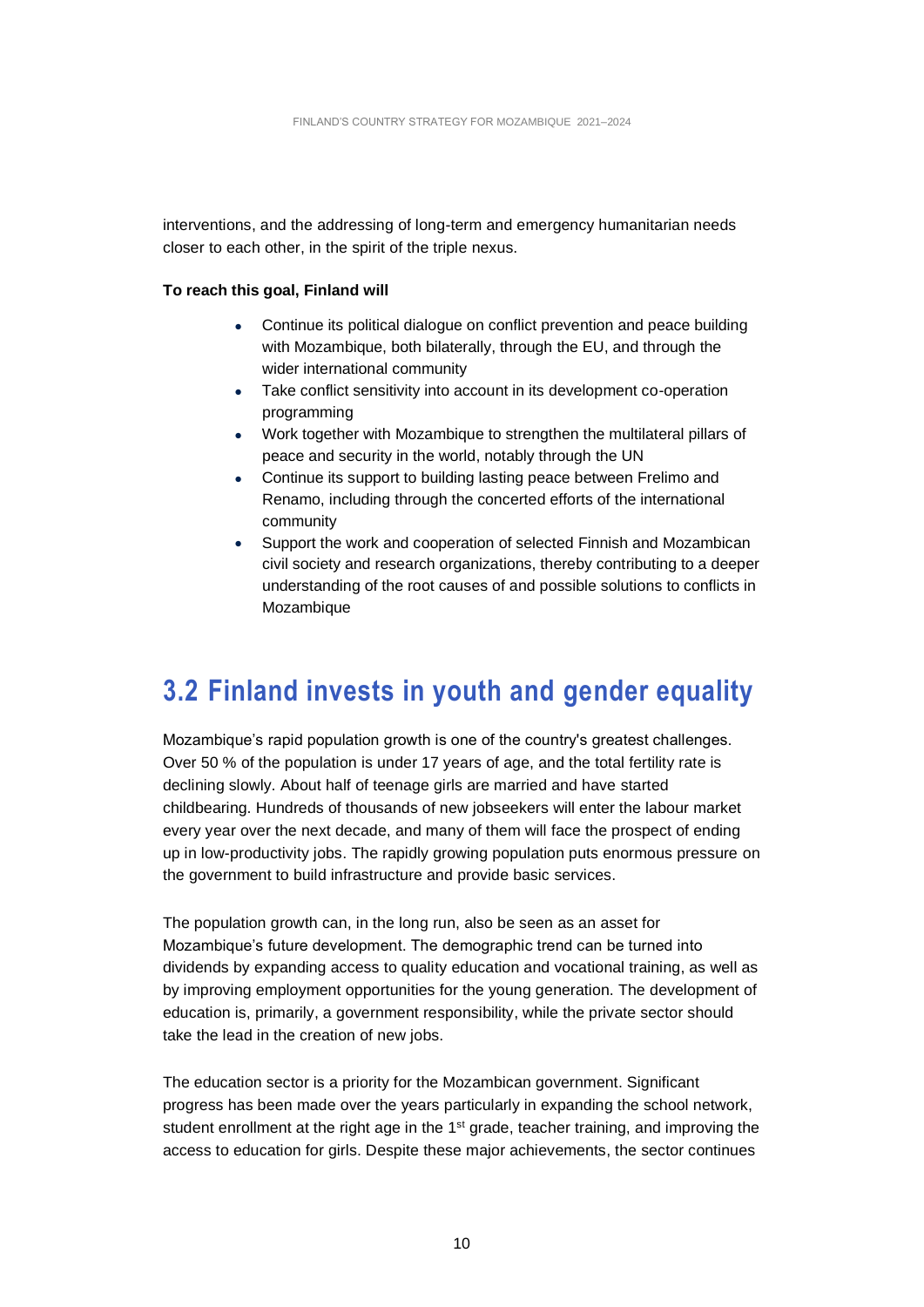interventions, and the addressing of long-term and emergency humanitarian needs closer to each other, in the spirit of the triple nexus.

**To reach this goal, Finland will**

- Continue its political dialogue on conflict prevention and peace building with Mozambique, both bilaterally, through the EU, and through the wider international community
- Take conflict sensitivity into account in its development co-operation programming
- Work together with Mozambique to strengthen the multilateral pillars of peace and security in the world, notably through the UN
- Continue its support to building lasting peace between Frelimo and Renamo, including through the concerted efforts of the international community
- Support the work and cooperation of selected Finnish and Mozambican civil society and research organizations, thereby contributing to a deeper understanding of the root causes of and possible solutions to conflicts in Mozambique

## 3.2 Finland invests in youth and gender equality

Mozambique's rapid population growth is one of the country's greatest challenges. Over 50 % of the population is under 17 years of age, and the total fertility rate is declining slowly. About half of teenage girls are married and have started childbearing. Hundreds of thousands of new jobseekers will enter the labour market every year over the next decade, and many of them will face the prospect of ending up in low-productivity jobs. The rapidly growing population puts enormous pressure on the government to build infrastructure and provide basic services.

The population growth can, in the long run, also be seen as an asset for Mozambique's future development. The demographic trend can be turned into dividends by expanding access to quality education and vocational training, as well as by improving employment opportunities for the young generation. The development of education is, primarily, a government responsibility, while the private sector should take the lead in the creation of new jobs.

The education sector is a priority for the Mozambican government. Significant progress has been made over the years particularly in expanding the school network, student enrollment at the right age in the 1st grade, teacher training, and improving the access to education for girls. Despite these major achievements, the sector continues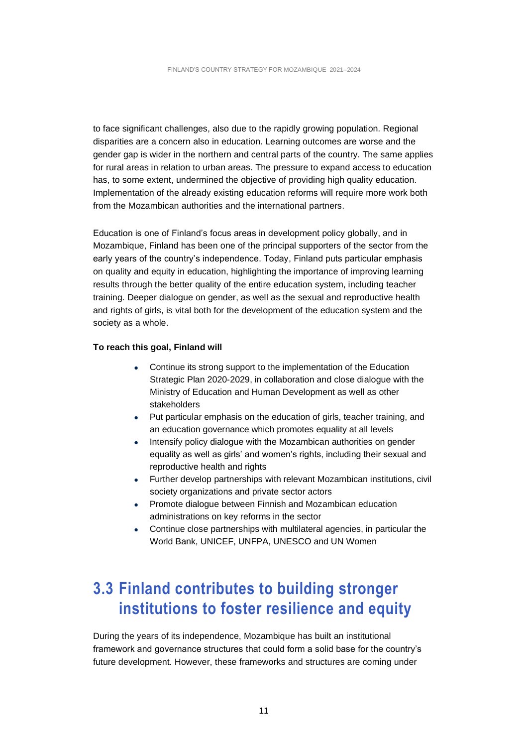to face significant challenges, also due to the rapidly growing population. Regional disparities are a concern also in education. Learning outcomes are worse and the gender gap is wider in the northern and central parts of the country. The same applies for rural areas in relation to urban areas. The pressure to expand access to education has, to some extent, undermined the objective of providing high quality education. Implementation of the already existing education reforms will require more work both from the Mozambican authorities and the international partners.

Education is one of Finland's focus areas in development policy globally, and in Mozambique, Finland has been one of the principal supporters of the sector from the early years of the country's independence. Today, Finland puts particular emphasis on quality and equity in education, highlighting the importance of improving learning results through the better quality of the entire education system, including teacher training. Deeper dialogue on gender, as well as the sexual and reproductive health and rights of girls, is vital both for the development of the education system and the society as a whole.

**To reach this goal, Finland will**

- Continue its strong support to the implementation of the Education Strategic Plan 2020-2029, in collaboration and close dialogue with the Ministry of Education and Human Development as well as other stakeholders
- Put particular emphasis on the education of girls, teacher training, and an education governance which promotes equality at all levels
- Intensify policy dialogue with the Mozambican authorities on gender equality as well as girls' and women's rights, including their sexual and reproductive health and rights
- Further develop partnerships with relevant Mozambican institutions, civil society organizations and private sector actors
- Promote dialogue between Finnish and Mozambican education administrations on key reforms in the sector
- Continue close partnerships with multilateral agencies, in particular the World Bank, UNICEF, UNFPA, UNESCO and UN Women

## 3.3 Finland contributes to building stronger institutions to foster resilience and equity

During the years of its independence, Mozambique has built an institutional framework and governance structures that could form a solid base for the country's future development. However, these frameworks and structures are coming under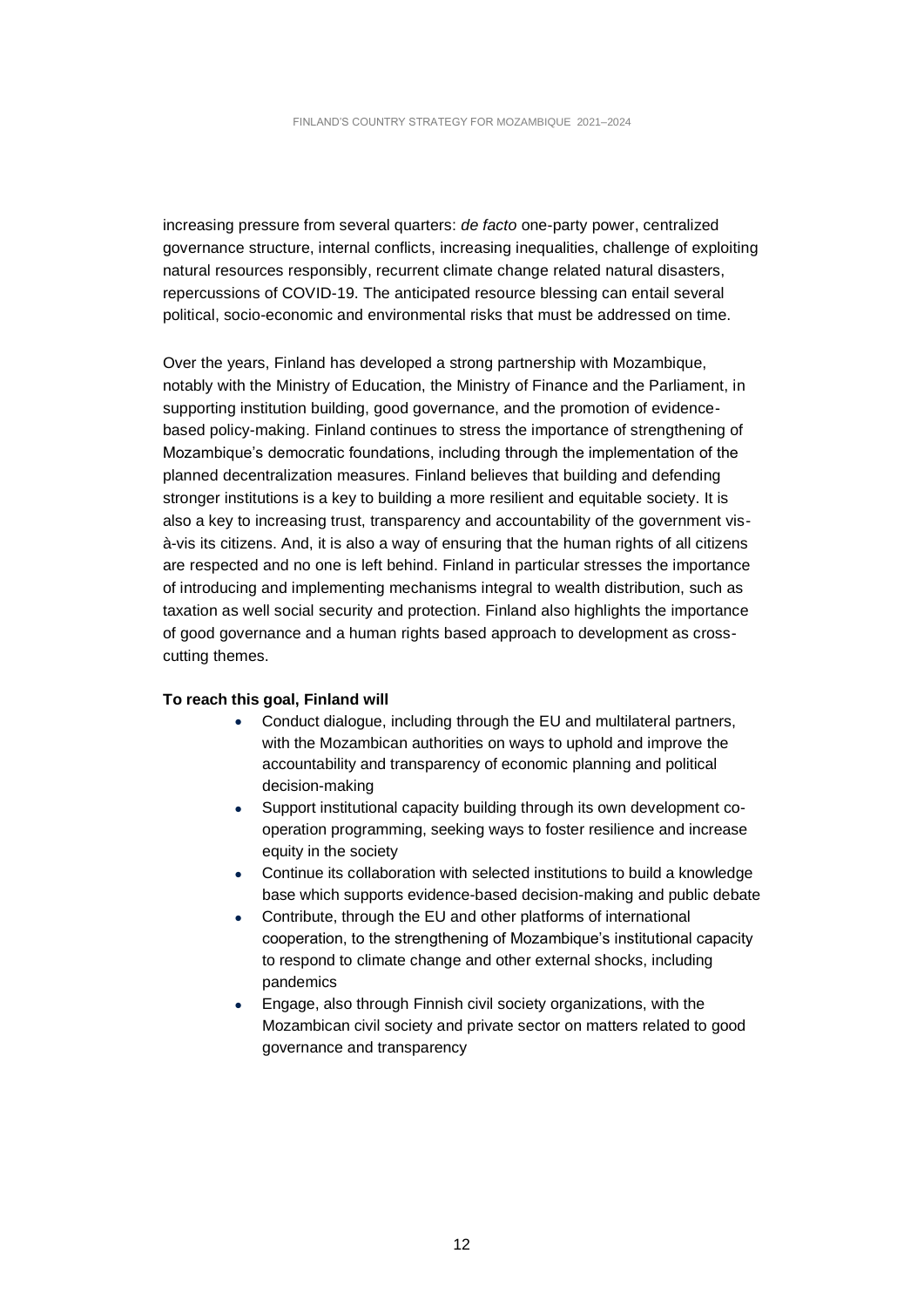increasing pressure from several quarters: *de facto* one-party power, centralized governance structure, internal conflicts, increasing inequalities, challenge of exploiting natural resources responsibly, recurrent climate change related natural disasters, repercussions of COVID-19. The anticipated resource blessing can entail several political, socio-economic and environmental risks that must be addressed on time.

Over the years, Finland has developed a strong partnership with Mozambique, notably with the Ministry of Education, the Ministry of Finance and the Parliament, in supporting institution building, good governance, and the promotion of evidence-based policy-making. Finland continues to stress the importance of strengthening of Mozambique's democratic foundations, including through the implementation of the planned decentralization measures. Finland believes that building and defending stronger institutions is a key to building a more resilient and equitable society. It is also a key to increasing trust, transparency and accountability of the government vis-à-vis its citizens. And, it is also a way of ensuring that the human rights of all citizens are respected and no one is left behind. Finland in particular stresses the importance of introducing and implementing mechanisms integral to wealth distribution, such as taxation as well social security and protection. Finland also highlights the importance of good governance and a human rights based approach to development as cross-cutting themes.

**To reach this goal, Finland will**

- Conduct dialogue, including through the EU and multilateral partners, with the Mozambican authorities on ways to uphold and improve the accountability and transparency of economic planning and political decision-making
- Support institutional capacity building through its own development co-operation programming, seeking ways to foster resilience and increase equity in the society
- Continue its collaboration with selected institutions to build a knowledge base which supports evidence-based decision-making and public debate
- Contribute, through the EU and other platforms of international cooperation, to the strengthening of Mozambique's institutional capacity to respond to climate change and other external shocks, including pandemics
- Engage, also through Finnish civil society organizations, with the Mozambican civil society and private sector on matters related to good governance and transparency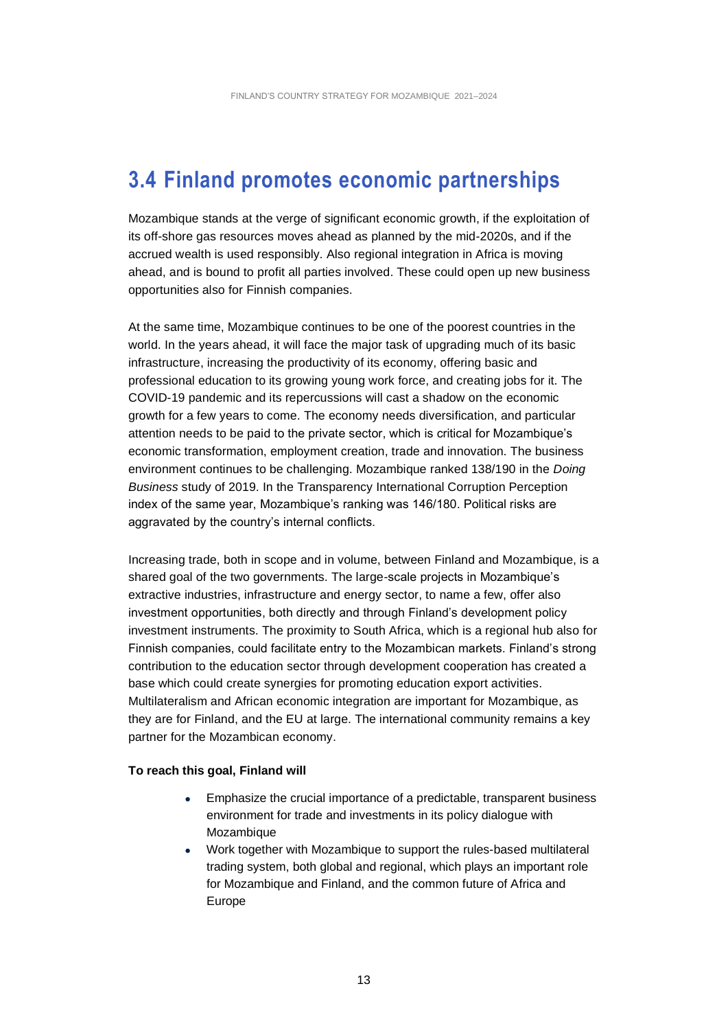## 3.4 Finland promotes economic partnerships

Mozambique stands at the verge of significant economic growth, if the exploitation of its off-shore gas resources moves ahead as planned by the mid-2020s, and if the accrued wealth is used responsibly. Also regional integration in Africa is moving ahead, and is bound to profit all parties involved. These could open up new business opportunities also for Finnish companies.

At the same time, Mozambique continues to be one of the poorest countries in the world. In the years ahead, it will face the major task of upgrading much of its basic infrastructure, increasing the productivity of its economy, offering basic and professional education to its growing young work force, and creating jobs for it. The COVID-19 pandemic and its repercussions will cast a shadow on the economic growth for a few years to come. The economy needs diversification, and particular attention needs to be paid to the private sector, which is critical for Mozambique's economic transformation, employment creation, trade and innovation. The business environment continues to be challenging. Mozambique ranked 138/190 in the *Doing Business* study of 2019. In the Transparency International Corruption Perception index of the same year, Mozambique's ranking was 146/180. Political risks are aggravated by the country's internal conflicts.

Increasing trade, both in scope and in volume, between Finland and Mozambique, is a shared goal of the two governments. The large-scale projects in Mozambique's extractive industries, infrastructure and energy sector, to name a few, offer also investment opportunities, both directly and through Finland's development policy investment instruments. The proximity to South Africa, which is a regional hub also for Finnish companies, could facilitate entry to the Mozambican markets. Finland's strong contribution to the education sector through development cooperation has created a base which could create synergies for promoting education export activities. Multilateralism and African economic integration are important for Mozambique, as they are for Finland, and the EU at large. The international community remains a key partner for the Mozambican economy.

**To reach this goal, Finland will**

- Emphasize the crucial importance of a predictable, transparent business environment for trade and investments in its policy dialogue with Mozambique
- Work together with Mozambique to support the rules-based multilateral trading system, both global and regional, which plays an important role for Mozambique and Finland, and the common future of Africa and Europe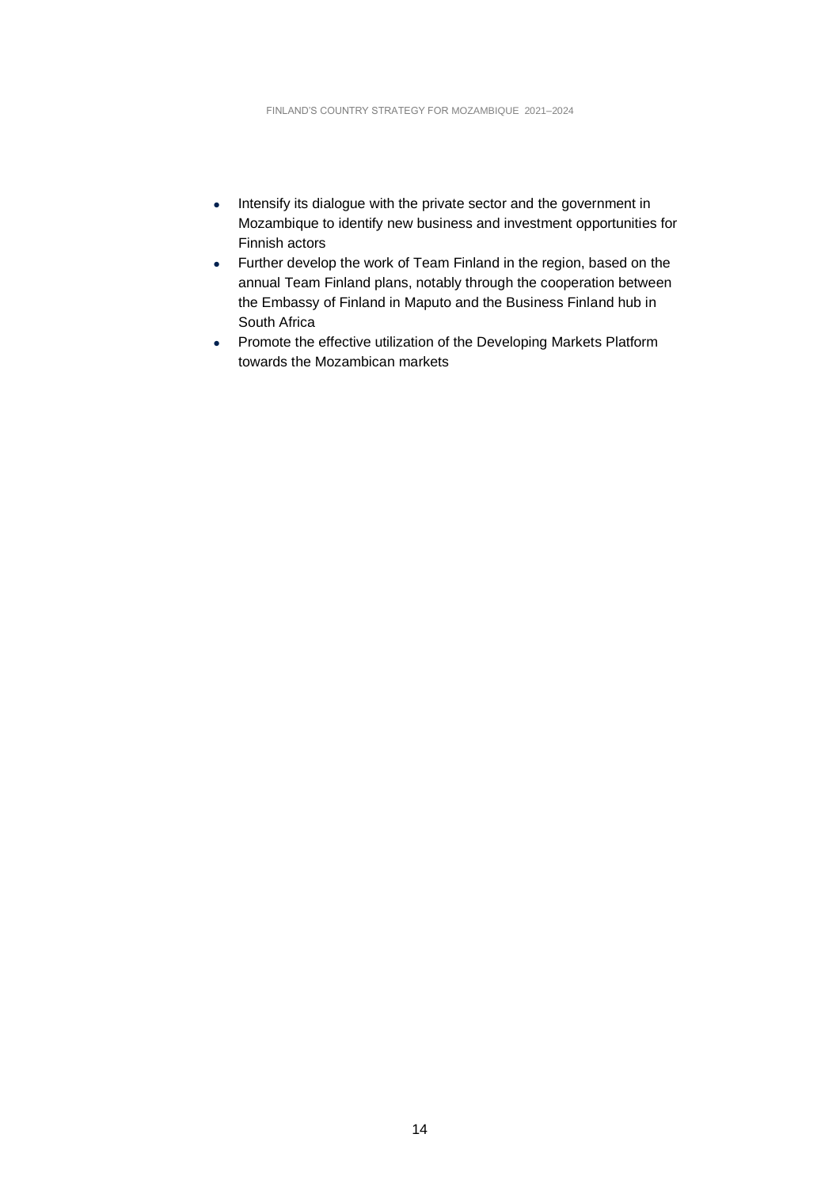- Intensify its dialogue with the private sector and the government in Mozambique to identify new business and investment opportunities for Finnish actors
- Further develop the work of Team Finland in the region, based on the annual Team Finland plans, notably through the cooperation between the Embassy of Finland in Maputo and the Business Finland hub in South Africa
- Promote the effective utilization of the Developing Markets Platform towards the Mozambican markets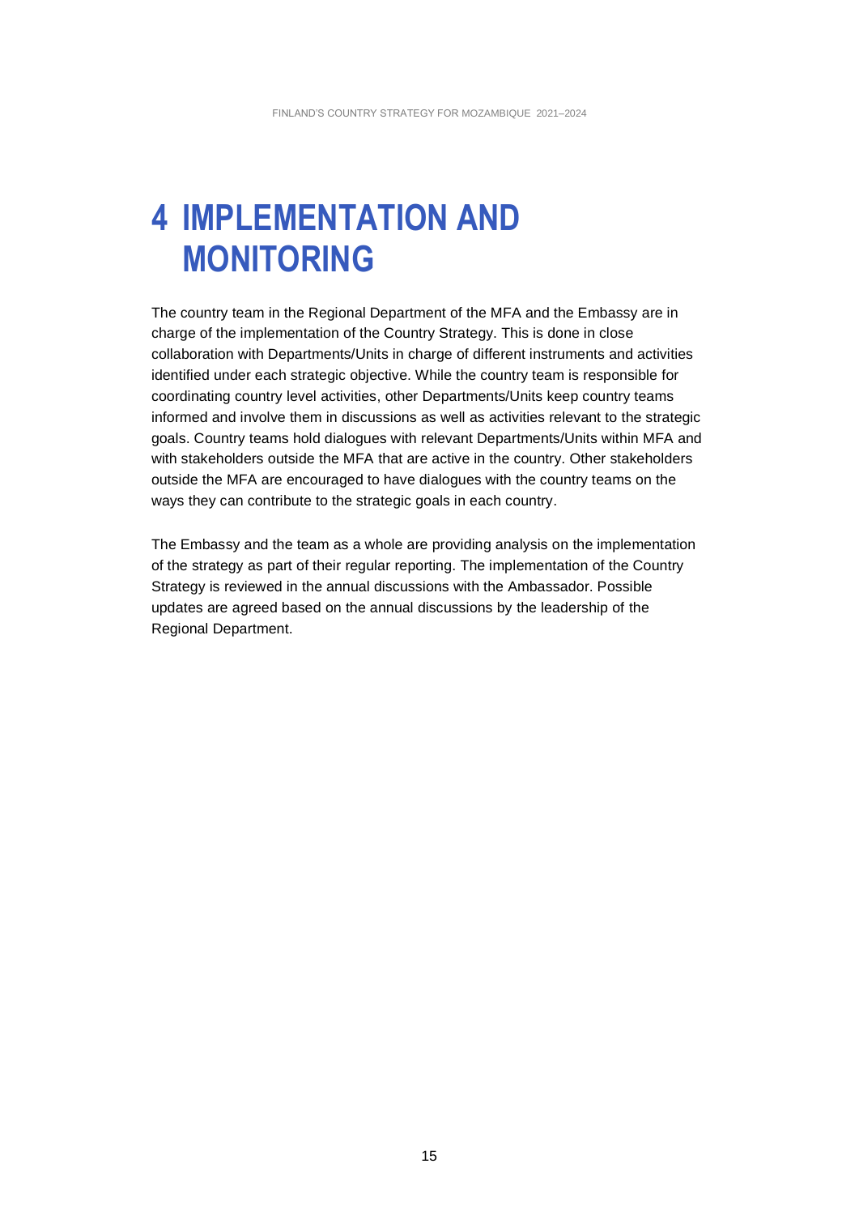# 4 IMPLEMENTATION AND MONITORING

The country team in the Regional Department of the MFA and the Embassy are in charge of the implementation of the Country Strategy. This is done in close collaboration with Departments/Units in charge of different instruments and activities identified under each strategic objective. While the country team is responsible for coordinating country level activities, other Departments/Units keep country teams informed and involve them in discussions as well as activities relevant to the strategic goals. Country teams hold dialogues with relevant Departments/Units within MFA and with stakeholders outside the MFA that are active in the country. Other stakeholders outside the MFA are encouraged to have dialogues with the country teams on the ways they can contribute to the strategic goals in each country.

The Embassy and the team as a whole are providing analysis on the implementation of the strategy as part of their regular reporting. The implementation of the Country Strategy is reviewed in the annual discussions with the Ambassador. Possible updates are agreed based on the annual discussions by the leadership of the Regional Department.